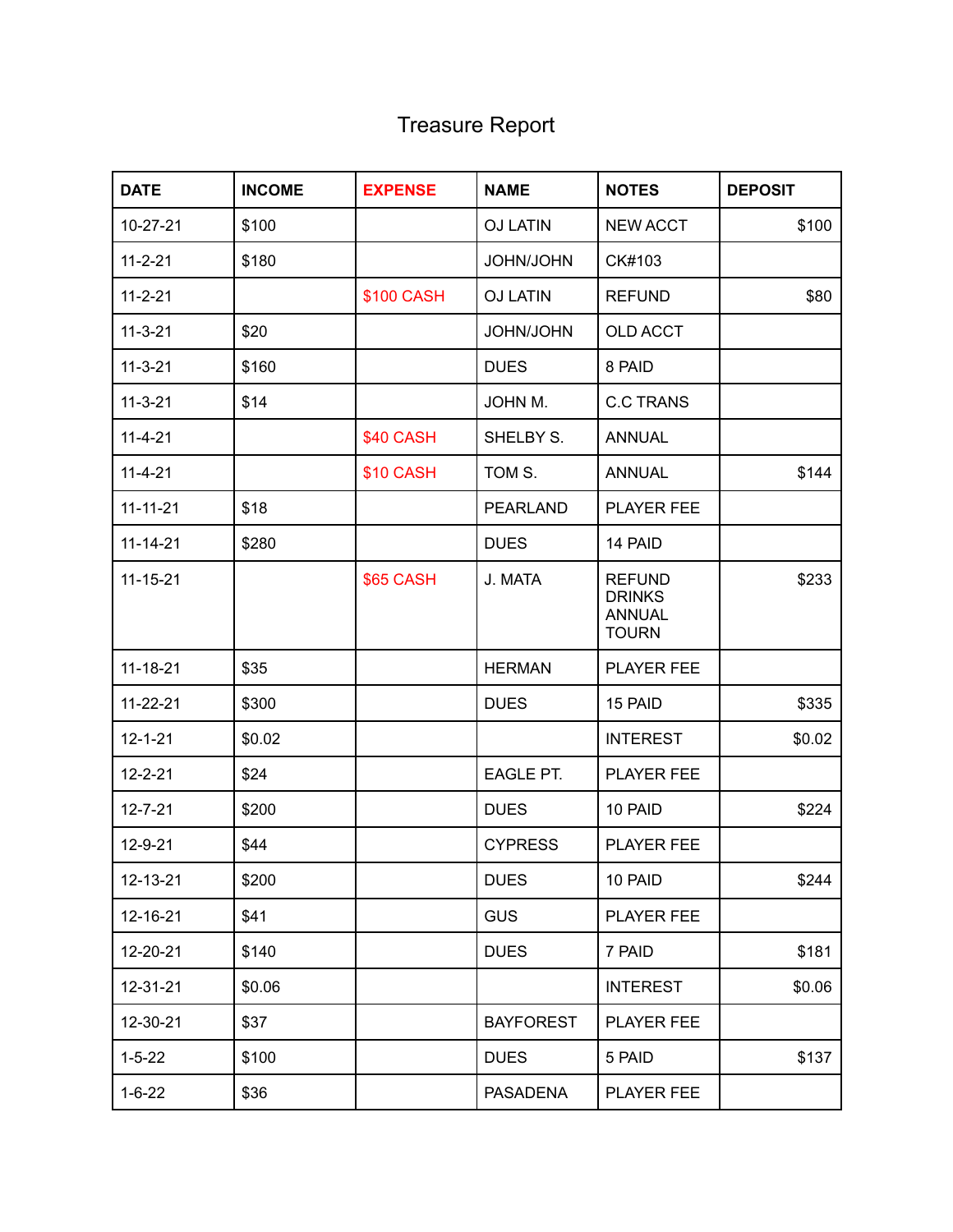# Treasure Report

| DATE | INCOME | EXPENSE | NAME | NOTES | DEPOSIT |
|---|---|---|---|---|---|
| 10-27-21 | $100 | | OJ LATIN | NEW ACCT | $100 |
| 11-2-21 | $180 | | JOHN/JOHN | CK#103 | |
| 11-2-21 | | $100 CASH | OJ LATIN | REFUND | $80 |
| 11-3-21 | $20 | | JOHN/JOHN | OLD ACCT | |
| 11-3-21 | $160 | | DUES | 8 PAID | |
| 11-3-21 | $14 | | JOHN M. | C.C TRANS | |
| 11-4-21 | | $40 CASH | SHELBY S. | ANNUAL | |
| 11-4-21 | | $10 CASH | TOM S. | ANNUAL | $144 |
| 11-11-21 | $18 | | PEARLAND | PLAYER FEE | |
| 11-14-21 | $280 | | DUES | 14 PAID | |
| 11-15-21 | | $65 CASH | J. MATA | REFUND DRINKS ANNUAL TOURN | $233 |
| 11-18-21 | $35 | | HERMAN | PLAYER FEE | |
| 11-22-21 | $300 | | DUES | 15 PAID | $335 |
| 12-1-21 | $0.02 | | | INTEREST | $0.02 |
| 12-2-21 | $24 | | EAGLE PT. | PLAYER FEE | |
| 12-7-21 | $200 | | DUES | 10 PAID | $224 |
| 12-9-21 | $44 | | CYPRESS | PLAYER FEE | |
| 12-13-21 | $200 | | DUES | 10 PAID | $244 |
| 12-16-21 | $41 | | GUS | PLAYER FEE | |
| 12-20-21 | $140 | | DUES | 7 PAID | $181 |
| 12-31-21 | $0.06 | | | INTEREST | $0.06 |
| 12-30-21 | $37 | | BAYFOREST | PLAYER FEE | |
| 1-5-22 | $100 | | DUES | 5 PAID | $137 |
| 1-6-22 | $36 | | PASADENA | PLAYER FEE | |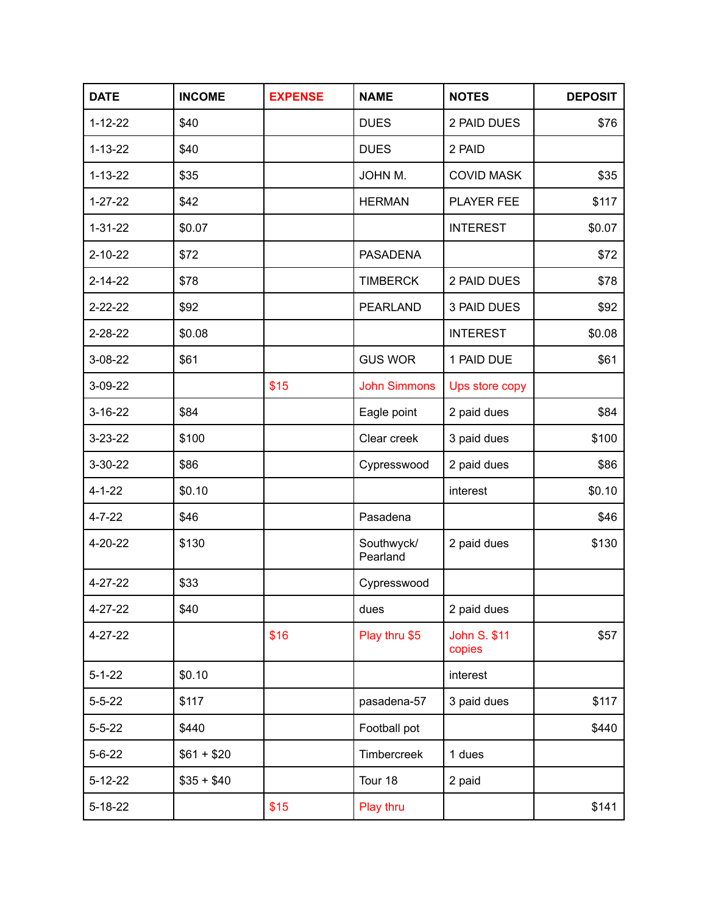| DATE | INCOME | EXPENSE | NAME | NOTES | DEPOSIT |
|---|---|---|---|---|---|
| 1-12-22 | $40 | | DUES | 2 PAID DUES | $76 |
| 1-13-22 | $40 | | DUES | 2 PAID | |
| 1-13-22 | $35 | | JOHN M. | COVID MASK | $35 |
| 1-27-22 | $42 | | HERMAN | PLAYER FEE | $117 |
| 1-31-22 | $0.07 | | | INTEREST | $0.07 |
| 2-10-22 | $72 | | PASADENA | | $72 |
| 2-14-22 | $78 | | TIMBERCK | 2 PAID DUES | $78 |
| 2-22-22 | $92 | | PEARLAND | 3 PAID DUES | $92 |
| 2-28-22 | $0.08 | | | INTEREST | $0.08 |
| 3-08-22 | $61 | | GUS WOR | 1 PAID DUE | $61 |
| 3-09-22 | | $15 | John Simmons | Ups store copy | |
| 3-16-22 | $84 | | Eagle point | 2 paid dues | $84 |
| 3-23-22 | $100 | | Clear creek | 3 paid dues | $100 |
| 3-30-22 | $86 | | Cypresswood | 2 paid dues | $86 |
| 4-1-22 | $0.10 | | | interest | $0.10 |
| 4-7-22 | $46 | | Pasadena | | $46 |
| 4-20-22 | $130 | | Southwyck/ Pearland | 2 paid dues | $130 |
| 4-27-22 | $33 | | Cypresswood | | |
| 4-27-22 | $40 | | dues | 2 paid dues | |
| 4-27-22 | | $16 | Play thru $5 | John S. $11 copies | $57 |
| 5-1-22 | $0.10 | | | interest | |
| 5-5-22 | $117 | | pasadena-57 | 3 paid dues | $117 |
| 5-5-22 | $440 | | Football pot | | $440 |
| 5-6-22 | $61 + $20 | | Timbercreek | 1 dues | |
| 5-12-22 | $35 + $40 | | Tour 18 | 2 paid | |
| 5-18-22 | | $15 | Play thru | | $141 |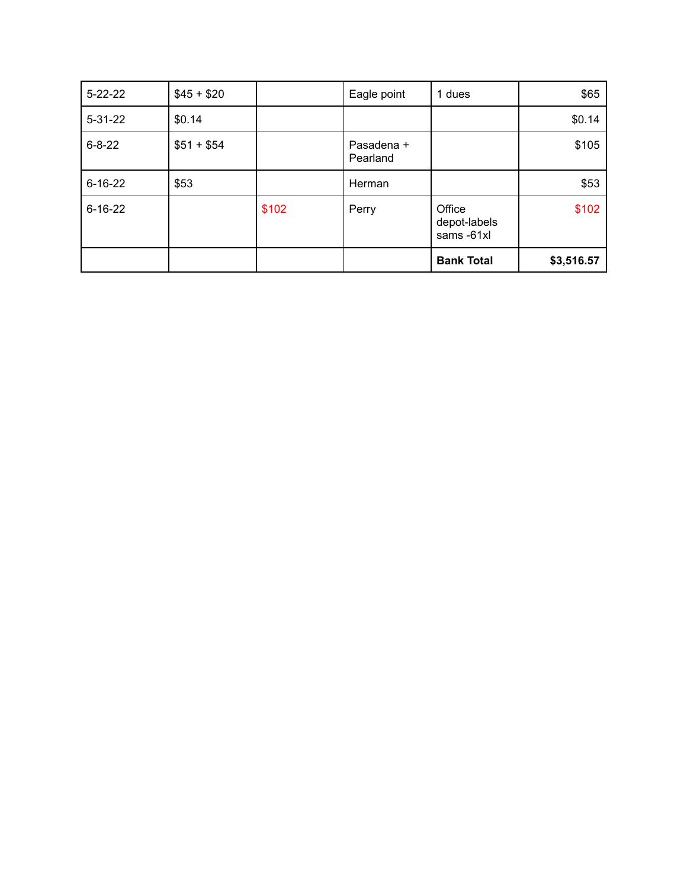| | | | | | |
|---|---|---|---|---|---|
| 5-22-22 | $45 + $20 | | Eagle point | 1 dues | $65 |
| 5-31-22 | $0.14 | | | | $0.14 |
| 6-8-22 | $51 + $54 | | Pasadena + Pearland | | $105 |
| 6-16-22 | $53 | | Herman | | $53 |
| 6-16-22 | | $102 | Perry | Office depot-labels sams -61xl | $102 |
| | | | | **Bank Total** | **$3,516.57** |